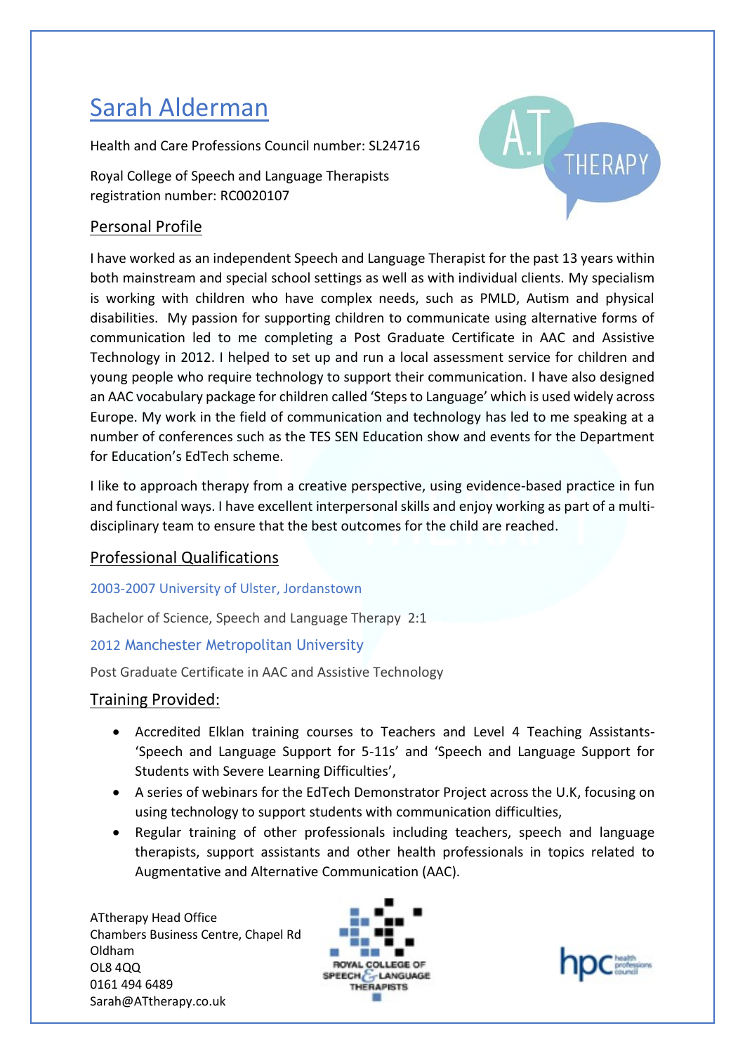# Sarah Alderman

Health and Care Professions Council number: SL24716

Royal College of Speech and Language Therapists registration number: RC0020107

## Personal Profile

I have worked as an independent Speech and Language Therapist for the past 13 years within both mainstream and special school settings as well as with individual clients. My specialism is working with children who have complex needs, such as PMLD, Autism and physical disabilities. My passion for supporting children to communicate using alternative forms of communication led to me completing a Post Graduate Certificate in AAC and Assistive Technology in 2012. I helped to set up and run a local assessment service for children and young people who require technology to support their communication. I have also designed an AAC vocabulary package for children called 'Steps to Language' which is used widely across Europe. My work in the field of communication and technology has led to me speaking at a number of conferences such as the TES SEN Education show and events for the Department for Education's EdTech scheme.

I like to approach therapy from a creative perspective, using evidence-based practice in fun and functional ways. I have excellent interpersonal skills and enjoy working as part of a multi-disciplinary team to ensure that the best outcomes for the child are reached.

## Professional Qualifications

### 2003-2007 University of Ulster, Jordanstown

Bachelor of Science, Speech and Language Therapy 2:1

### 2012 Manchester Metropolitan University

Post Graduate Certificate in AAC and Assistive Technology

## Training Provided:

- Accredited Elklan training courses to Teachers and Level 4 Teaching Assistants- 'Speech and Language Support for 5-11s' and 'Speech and Language Support for Students with Severe Learning Difficulties',
- A series of webinars for the EdTech Demonstrator Project across the U.K, focusing on using technology to support students with communication difficulties,
- Regular training of other professionals including teachers, speech and language therapists, support assistants and other health professionals in topics related to Augmentative and Alternative Communication (AAC).

ATtherapy Head Office
Chambers Business Centre, Chapel Rd
Oldham
OL8 4QQ
0161 494 6489
Sarah@ATtherapy.co.uk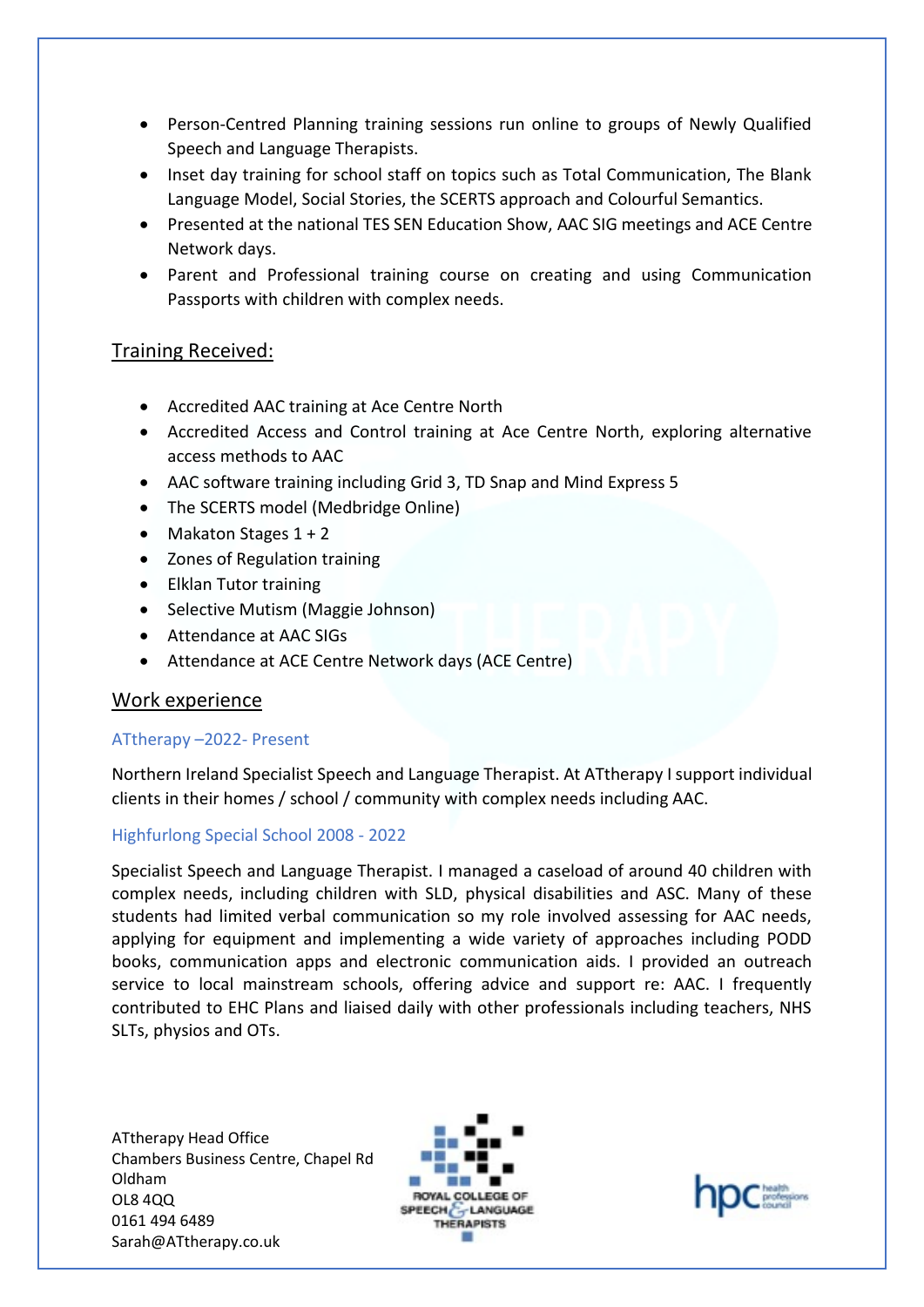- Person-Centred Planning training sessions run online to groups of Newly Qualified Speech and Language Therapists.
- Inset day training for school staff on topics such as Total Communication, The Blank Language Model, Social Stories, the SCERTS approach and Colourful Semantics.
- Presented at the national TES SEN Education Show, AAC SIG meetings and ACE Centre Network days.
- Parent and Professional training course on creating and using Communication Passports with children with complex needs.

## Training Received:

- Accredited AAC training at Ace Centre North
- Accredited Access and Control training at Ace Centre North, exploring alternative access methods to AAC
- AAC software training including Grid 3, TD Snap and Mind Express 5
- The SCERTS model (Medbridge Online)
- Makaton Stages 1 + 2
- Zones of Regulation training
- Elklan Tutor training
- Selective Mutism (Maggie Johnson)
- Attendance at AAC SIGs
- Attendance at ACE Centre Network days (ACE Centre)

## Work experience

### ATtherapy –2022- Present

Northern Ireland Specialist Speech and Language Therapist. At ATtherapy I support individual clients in their homes / school / community with complex needs including AAC.

### Highfurlong Special School 2008 - 2022

Specialist Speech and Language Therapist. I managed a caseload of around 40 children with complex needs, including children with SLD, physical disabilities and ASC. Many of these students had limited verbal communication so my role involved assessing for AAC needs, applying for equipment and implementing a wide variety of approaches including PODD books, communication apps and electronic communication aids. I provided an outreach service to local mainstream schools, offering advice and support re: AAC. I frequently contributed to EHC Plans and liaised daily with other professionals including teachers, NHS SLTs, physios and OTs.

ATtherapy Head Office
Chambers Business Centre, Chapel Rd
Oldham
OL8 4QQ
0161 494 6489
Sarah@ATtherapy.co.uk

ROYAL COLLEGE OF SPEECH & LANGUAGE THERAPISTS

hpc health professions council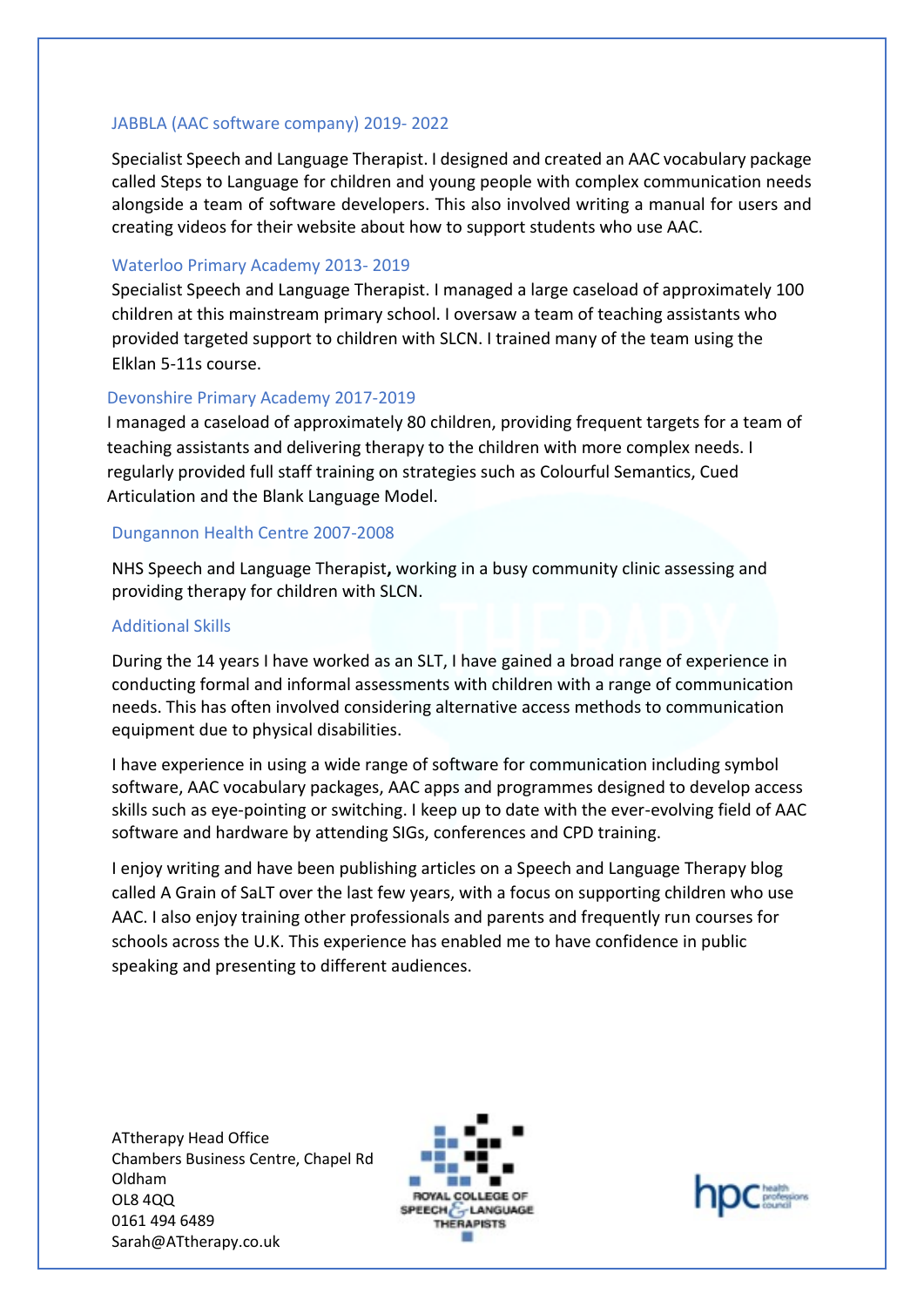### JABBLA (AAC software company) 2019- 2022

Specialist Speech and Language Therapist. I designed and created an AAC vocabulary package called Steps to Language for children and young people with complex communication needs alongside a team of software developers. This also involved writing a manual for users and creating videos for their website about how to support students who use AAC.

### Waterloo Primary Academy 2013- 2019

Specialist Speech and Language Therapist. I managed a large caseload of approximately 100 children at this mainstream primary school. I oversaw a team of teaching assistants who provided targeted support to children with SLCN. I trained many of the team using the Elklan 5-11s course.

### Devonshire Primary Academy 2017-2019

I managed a caseload of approximately 80 children, providing frequent targets for a team of teaching assistants and delivering therapy to the children with more complex needs. I regularly provided full staff training on strategies such as Colourful Semantics, Cued Articulation and the Blank Language Model.

### Dungannon Health Centre 2007-2008

NHS Speech and Language Therapist**,** working in a busy community clinic assessing and providing therapy for children with SLCN.

### Additional Skills

During the 14 years I have worked as an SLT, I have gained a broad range of experience in conducting formal and informal assessments with children with a range of communication needs. This has often involved considering alternative access methods to communication equipment due to physical disabilities.

I have experience in using a wide range of software for communication including symbol software, AAC vocabulary packages, AAC apps and programmes designed to develop access skills such as eye-pointing or switching. I keep up to date with the ever-evolving field of AAC software and hardware by attending SIGs, conferences and CPD training.

I enjoy writing and have been publishing articles on a Speech and Language Therapy blog called A Grain of SaLT over the last few years, with a focus on supporting children who use AAC. I also enjoy training other professionals and parents and frequently run courses for schools across the U.K. This experience has enabled me to have confidence in public speaking and presenting to different audiences.

ATtherapy Head Office
Chambers Business Centre, Chapel Rd
Oldham
OL8 4QQ
0161 494 6489
Sarah@ATtherapy.co.uk

ROYAL COLLEGE OF SPEECH & LANGUAGE THERAPISTS

hpc health professions council